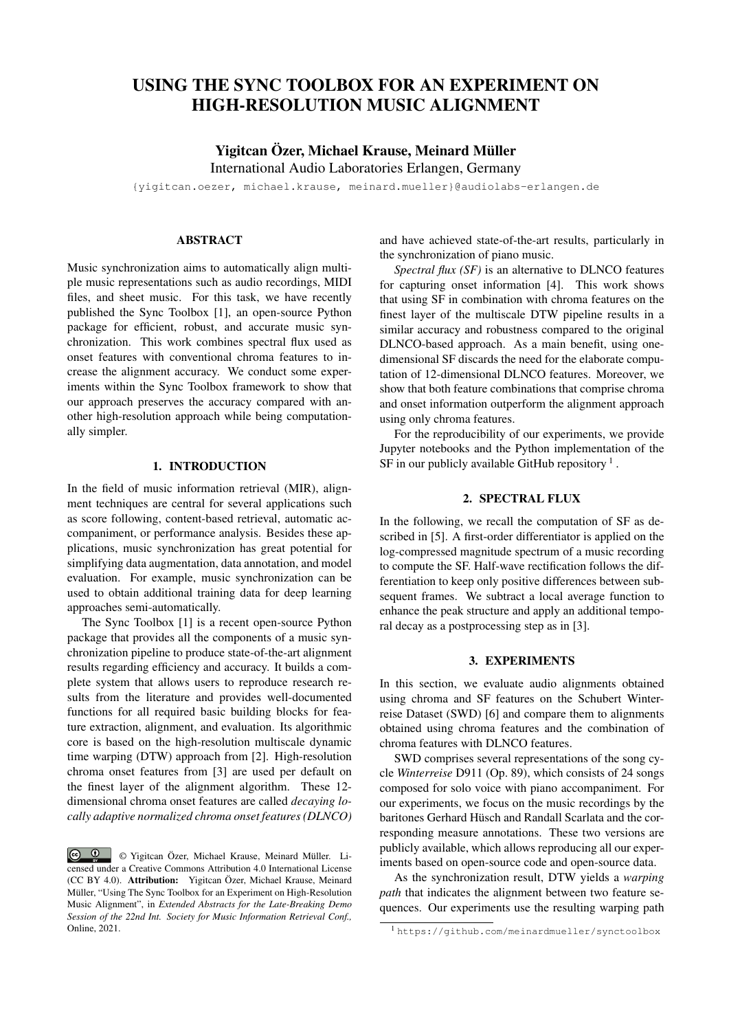# USING THE SYNC TOOLBOX FOR AN EXPERIMENT ON HIGH-RESOLUTION MUSIC ALIGNMENT

**Yigitcan Özer, Michael Krause, Meinard Müller**

International Audio Laboratories Erlangen, Germany

{yigitcan.oezer, michael.krause, meinard.mueller}@audiolabs-erlangen.de

## ABSTRACT

Music synchronization aims to automatically align multiple music representations such as audio recordings, MIDI files, and sheet music. For this task, we have recently published the Sync Toolbox [1], an open-source Python package for efficient, robust, and accurate music synchronization. This work combines spectral flux used as onset features with conventional chroma features to increase the alignment accuracy. We conduct some experiments within the Sync Toolbox framework to show that our approach preserves the accuracy compared with another high-resolution approach while being computationally simpler.

## 1. INTRODUCTION

In the field of music information retrieval (MIR), alignment techniques are central for several applications such as score following, content-based retrieval, automatic accompaniment, or performance analysis. Besides these applications, music synchronization has great potential for simplifying data augmentation, data annotation, and model evaluation. For example, music synchronization can be used to obtain additional training data for deep learning approaches semi-automatically.

The Sync Toolbox [1] is a recent open-source Python package that provides all the components of a music synchronization pipeline to produce state-of-the-art alignment results regarding efficiency and accuracy. It builds a complete system that allows users to reproduce research results from the literature and provides well-documented functions for all required basic building blocks for feature extraction, alignment, and evaluation. Its algorithmic core is based on the high-resolution multiscale dynamic time warping (DTW) approach from [2]. High-resolution chroma onset features from [3] are used per default on the finest layer of the alignment algorithm. These 12-dimensional chroma onset features are called *decaying locally adaptive normalized chroma onset features (DLNCO)* and have achieved state-of-the-art results, particularly in the synchronization of piano music.

*Spectral flux (SF)* is an alternative to DLNCO features for capturing onset information [4]. This work shows that using SF in combination with chroma features on the finest layer of the multiscale DTW pipeline results in a similar accuracy and robustness compared to the original DLNCO-based approach. As a main benefit, using one-dimensional SF discards the need for the elaborate computation of 12-dimensional DLNCO features. Moreover, we show that both feature combinations that comprise chroma and onset information outperform the alignment approach using only chroma features.

For the reproducibility of our experiments, we provide Jupyter notebooks and the Python implementation of the SF in our publicly available GitHub repository [1].

## 2. SPECTRAL FLUX

In the following, we recall the computation of SF as described in [5]. A first-order differentiator is applied on the log-compressed magnitude spectrum of a music recording to compute the SF. Half-wave rectification follows the differentiation to keep only positive differences between subsequent frames. We subtract a local average function to enhance the peak structure and apply an additional temporal decay as a postprocessing step as in [3].

## 3. EXPERIMENTS

In this section, we evaluate audio alignments obtained using chroma and SF features on the Schubert Winterreise Dataset (SWD) [6] and compare them to alignments obtained using chroma features and the combination of chroma features with DLNCO features.

SWD comprises several representations of the song cycle *Winterreise* D911 (Op. 89), which consists of 24 songs composed for solo voice with piano accompaniment. For our experiments, we focus on the music recordings by the baritones Gerhard Hüsch and Randall Scarlata and the corresponding measure annotations. These two versions are publicly available, which allows reproducing all our experiments based on open-source code and open-source data.

As the synchronization result, DTW yields a *warping path* that indicates the alignment between two feature sequences. Our experiments use the resulting warping path

© Yigitcan Özer, Michael Krause, Meinard Müller. Licensed under a Creative Commons Attribution 4.0 International License (CC BY 4.0). **Attribution:** Yigitcan Özer, Michael Krause, Meinard Müller, "Using The Sync Toolbox for an Experiment on High-Resolution Music Alignment", in *Extended Abstracts for the Late-Breaking Demo Session of the 22nd Int. Society for Music Information Retrieval Conf.*, Online, 2021.

[1] https://github.com/meinardmueller/synctoolbox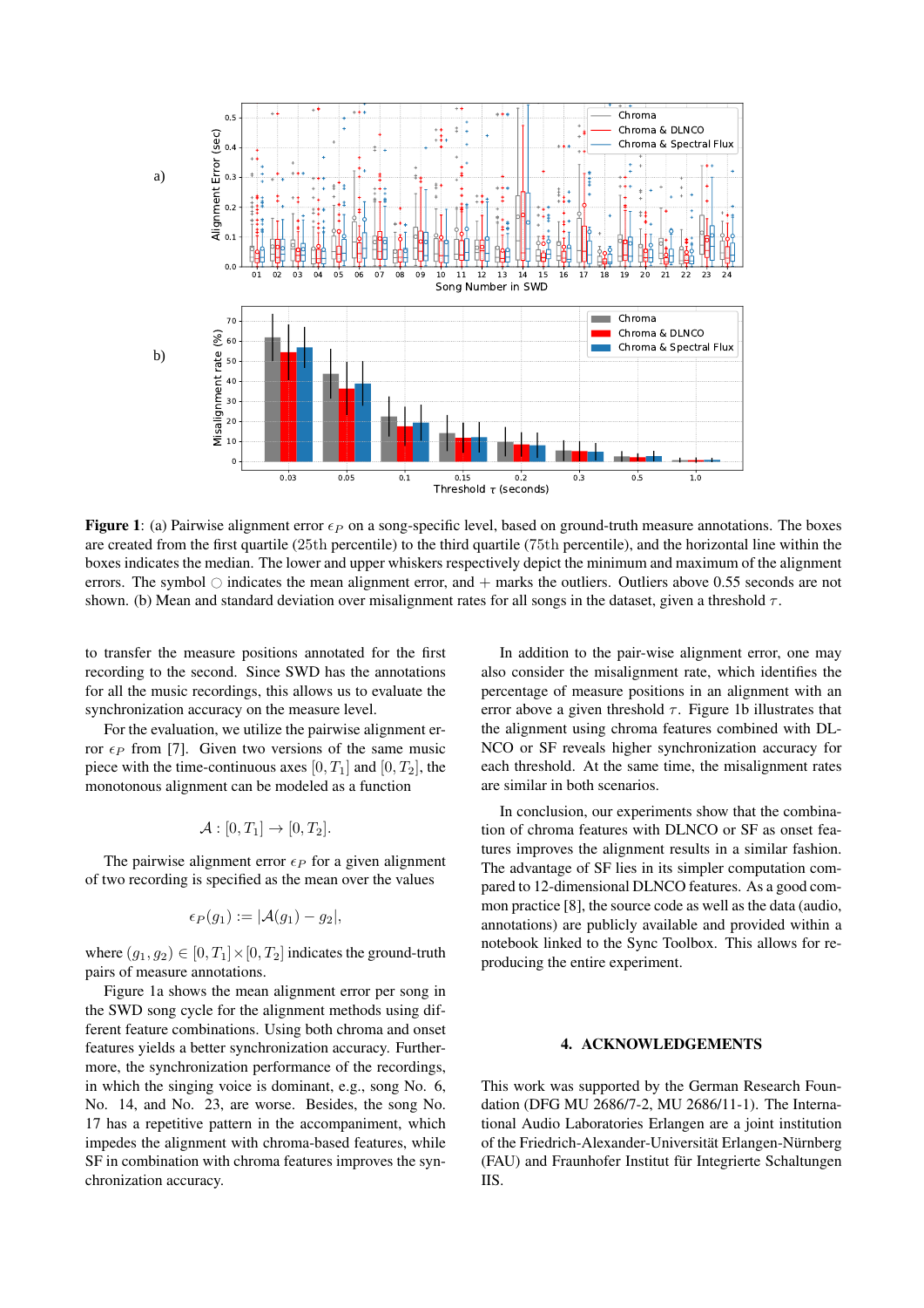**Figure 1**: (a) Pairwise alignment error $\epsilon_P$ on a song-specific level, based on ground-truth measure annotations. The boxes are created from the first quartile (25th percentile) to the third quartile (75th percentile), and the horizontal line within the boxes indicates the median. The lower and upper whiskers respectively depict the minimum and maximum of the alignment errors. The symbol ○ indicates the mean alignment error, and + marks the outliers. Outliers above 0.55 seconds are not shown. (b) Mean and standard deviation over misalignment rates for all songs in the dataset, given a threshold $\tau$.

to transfer the measure positions annotated for the first recording to the second. Since SWD has the annotations for all the music recordings, this allows us to evaluate the synchronization accuracy on the measure level.

For the evaluation, we utilize the pairwise alignment error $\epsilon_P$ from [7]. Given two versions of the same music piece with the time-continuous axes $[0, T_1]$ and $[0, T_2]$, the monotonous alignment can be modeled as a function

$$\mathcal{A} : [0, T_1] \rightarrow [0, T_2].$$

The pairwise alignment error $\epsilon_P$ for a given alignment of two recording is specified as the mean over the values

$$\epsilon_P(g_1) := |\mathcal{A}(g_1) - g_2|,$$

where $(g_1, g_2) \in [0, T_1] \times [0, T_2]$ indicates the ground-truth pairs of measure annotations.

Figure 1a shows the mean alignment error per song in the SWD song cycle for the alignment methods using different feature combinations. Using both chroma and onset features yields a better synchronization accuracy. Furthermore, the synchronization performance of the recordings, in which the singing voice is dominant, e.g., song No. 6, No. 14, and No. 23, are worse. Besides, the song No. 17 has a repetitive pattern in the accompaniment, which impedes the alignment with chroma-based features, while SF in combination with chroma features improves the synchronization accuracy.

In addition to the pair-wise alignment error, one may also consider the misalignment rate, which identifies the percentage of measure positions in an alignment with an error above a given threshold $\tau$. Figure 1b illustrates that the alignment using chroma features combined with DLNCO or SF reveals higher synchronization accuracy for each threshold. At the same time, the misalignment rates are similar in both scenarios.

In conclusion, our experiments show that the combination of chroma features with DLNCO or SF as onset features improves the alignment results in a similar fashion. The advantage of SF lies in its simpler computation compared to 12-dimensional DLNCO features. As a good common practice [8], the source code as well as the data (audio, annotations) are publicly available and provided within a notebook linked to the Sync Toolbox. This allows for reproducing the entire experiment.

## 4. ACKNOWLEDGEMENTS

This work was supported by the German Research Foundation (DFG MU 2686/7-2, MU 2686/11-1). The International Audio Laboratories Erlangen are a joint institution of the Friedrich-Alexander-Universität Erlangen-Nürnberg (FAU) and Fraunhofer Institut für Integrierte Schaltungen IIS.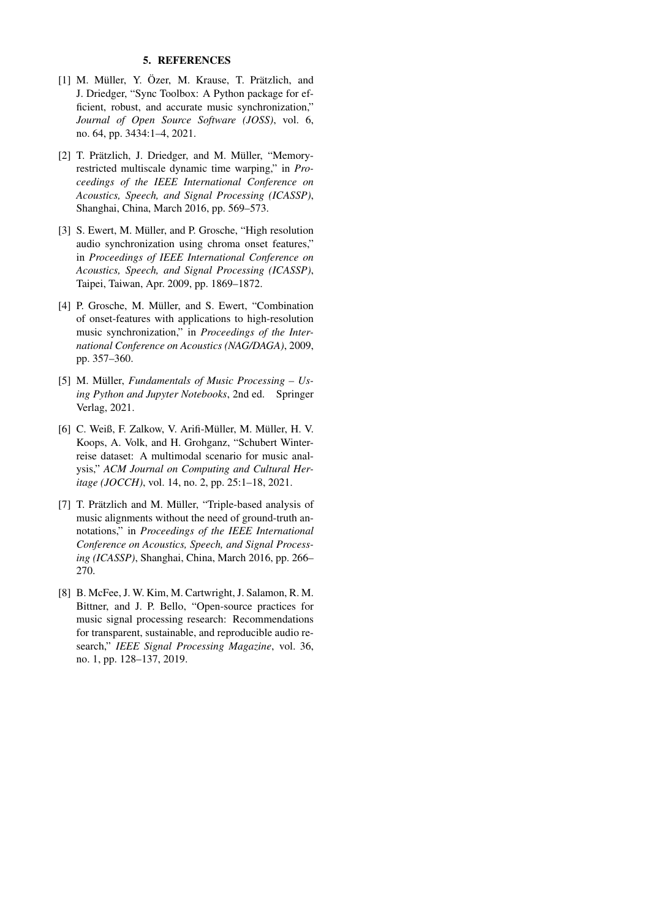## 5. REFERENCES

[1] M. Müller, Y. Özer, M. Krause, T. Prätzlich, and J. Driedger, "Sync Toolbox: A Python package for efficient, robust, and accurate music synchronization," *Journal of Open Source Software (JOSS)*, vol. 6, no. 64, pp. 3434:1–4, 2021.

[2] T. Prätzlich, J. Driedger, and M. Müller, "Memory-restricted multiscale dynamic time warping," in *Proceedings of the IEEE International Conference on Acoustics, Speech, and Signal Processing (ICASSP)*, Shanghai, China, March 2016, pp. 569–573.

[3] S. Ewert, M. Müller, and P. Grosche, "High resolution audio synchronization using chroma onset features," in *Proceedings of IEEE International Conference on Acoustics, Speech, and Signal Processing (ICASSP)*, Taipei, Taiwan, Apr. 2009, pp. 1869–1872.

[4] P. Grosche, M. Müller, and S. Ewert, "Combination of onset-features with applications to high-resolution music synchronization," in *Proceedings of the International Conference on Acoustics (NAG/DAGA)*, 2009, pp. 357–360.

[5] M. Müller, *Fundamentals of Music Processing – Using Python and Jupyter Notebooks*, 2nd ed. Springer Verlag, 2021.

[6] C. Weiß, F. Zalkow, V. Arifi-Müller, M. Müller, H. V. Koops, A. Volk, and H. Grohganz, "Schubert Winterreise dataset: A multimodal scenario for music analysis," *ACM Journal on Computing and Cultural Heritage (JOCCH)*, vol. 14, no. 2, pp. 25:1–18, 2021.

[7] T. Prätzlich and M. Müller, "Triple-based analysis of music alignments without the need of ground-truth annotations," in *Proceedings of the IEEE International Conference on Acoustics, Speech, and Signal Processing (ICASSP)*, Shanghai, China, March 2016, pp. 266–270.

[8] B. McFee, J. W. Kim, M. Cartwright, J. Salamon, R. M. Bittner, and J. P. Bello, "Open-source practices for music signal processing research: Recommendations for transparent, sustainable, and reproducible audio research," *IEEE Signal Processing Magazine*, vol. 36, no. 1, pp. 128–137, 2019.